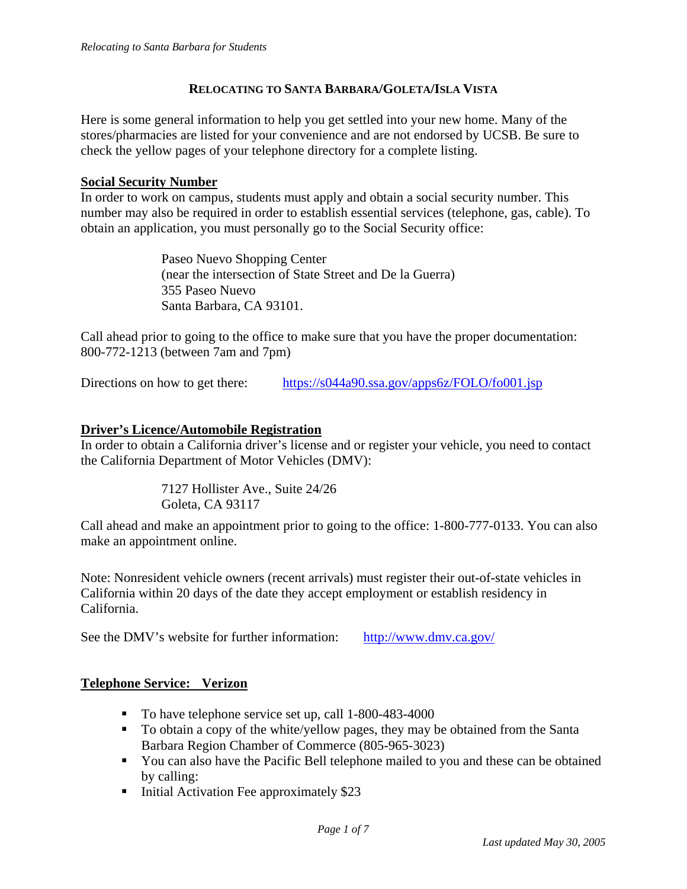# RELOCATING TO SANTA BARBARA/GOLETA/ISLA VISTA

Here is some general information to help you get settled into your new home. Many of the stores/pharmacies are listed for your convenience and are not endorsed by UCSB. Be sure to check the yellow pages of your telephone directory for a complete listing.

## Social Security Number

In order to work on campus, students must apply and obtain a social security number. This number may also be required in order to establish essential services (telephone, gas, cable). To obtain an application, you must personally go to the Social Security office:

> Paseo Nuevo Shopping Center
> (near the intersection of State Street and De la Guerra)
> 355 Paseo Nuevo
> Santa Barbara, CA 93101.

Call ahead prior to going to the office to make sure that you have the proper documentation: 800-772-1213 (between 7am and 7pm)

Directions on how to get there: https://s044a90.ssa.gov/apps6z/FOLO/fo001.jsp

## Driver's Licence/Automobile Registration

In order to obtain a California driver's license and or register your vehicle, you need to contact the California Department of Motor Vehicles (DMV):

> 7127 Hollister Ave., Suite 24/26
> Goleta, CA 93117

Call ahead and make an appointment prior to going to the office: 1-800-777-0133. You can also make an appointment online.

Note: Nonresident vehicle owners (recent arrivals) must register their out-of-state vehicles in California within 20 days of the date they accept employment or establish residency in California.

See the DMV's website for further information: http://www.dmv.ca.gov/

## Telephone Service: Verizon

- To have telephone service set up, call 1-800-483-4000
- To obtain a copy of the white/yellow pages, they may be obtained from the Santa Barbara Region Chamber of Commerce (805-965-3023)
- You can also have the Pacific Bell telephone mailed to you and these can be obtained by calling:
- Initial Activation Fee approximately $23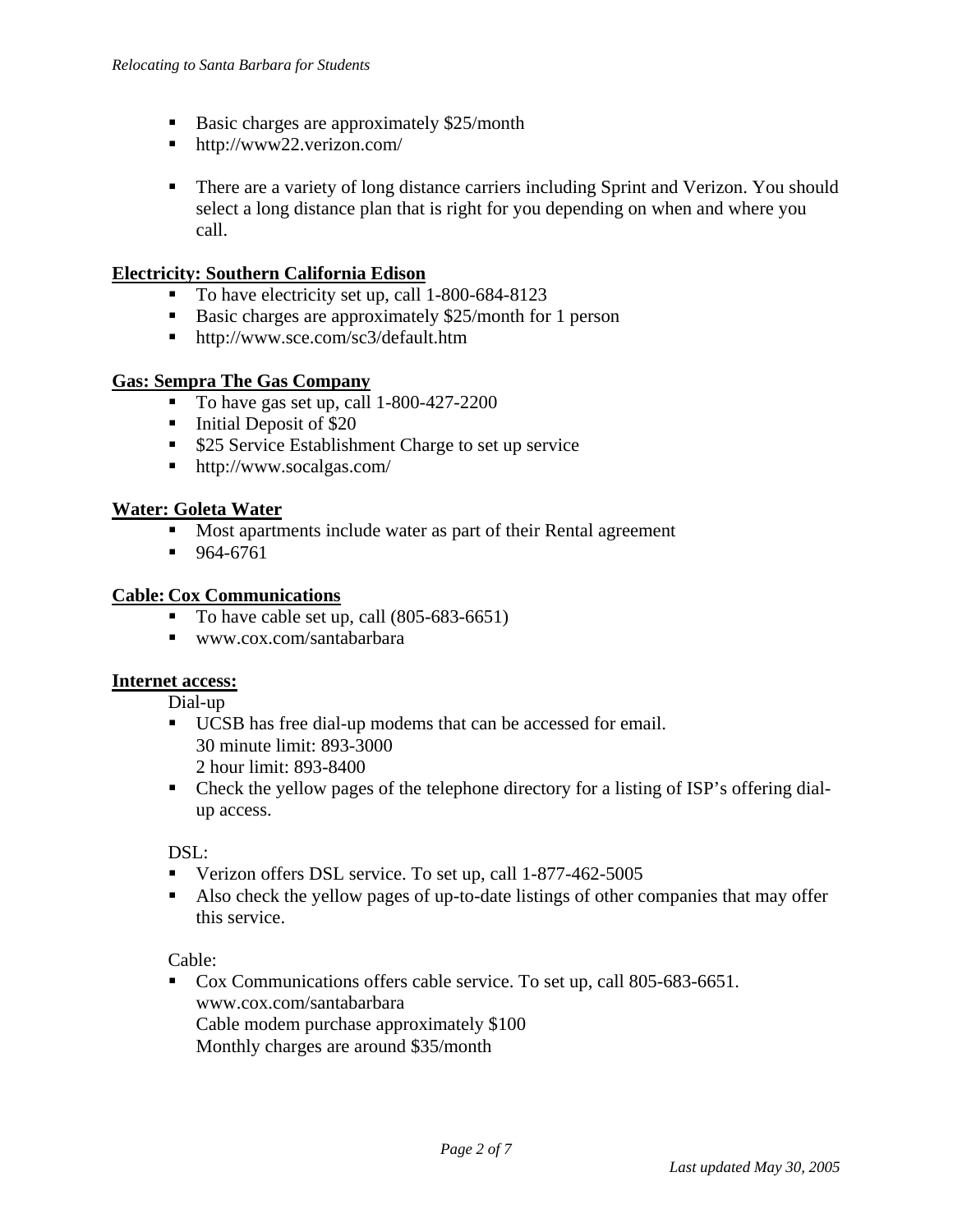- Basic charges are approximately $25/month
- http://www22.verizon.com/

- There are a variety of long distance carriers including Sprint and Verizon. You should select a long distance plan that is right for you depending on when and where you call.

**Electricity: Southern California Edison**

- To have electricity set up, call 1-800-684-8123
- Basic charges are approximately $25/month for 1 person
- http://www.sce.com/sc3/default.htm

**Gas: Sempra The Gas Company**

- To have gas set up, call 1-800-427-2200
- Initial Deposit of $20
- $25 Service Establishment Charge to set up service
- http://www.socalgas.com/

**Water: Goleta Water**

- Most apartments include water as part of their Rental agreement
- 964-6761

**Cable: Cox Communications**

- To have cable set up, call (805-683-6651)
- www.cox.com/santabarbara

**Internet access:**

Dial-up

- UCSB has free dial-up modems that can be accessed for email.
  30 minute limit: 893-3000
  2 hour limit: 893-8400
- Check the yellow pages of the telephone directory for a listing of ISP's offering dial-up access.

DSL:

- Verizon offers DSL service. To set up, call 1-877-462-5005
- Also check the yellow pages of up-to-date listings of other companies that may offer this service.

Cable:

- Cox Communications offers cable service. To set up, call 805-683-6651.
  www.cox.com/santabarbara
  Cable modem purchase approximately $100
  Monthly charges are around $35/month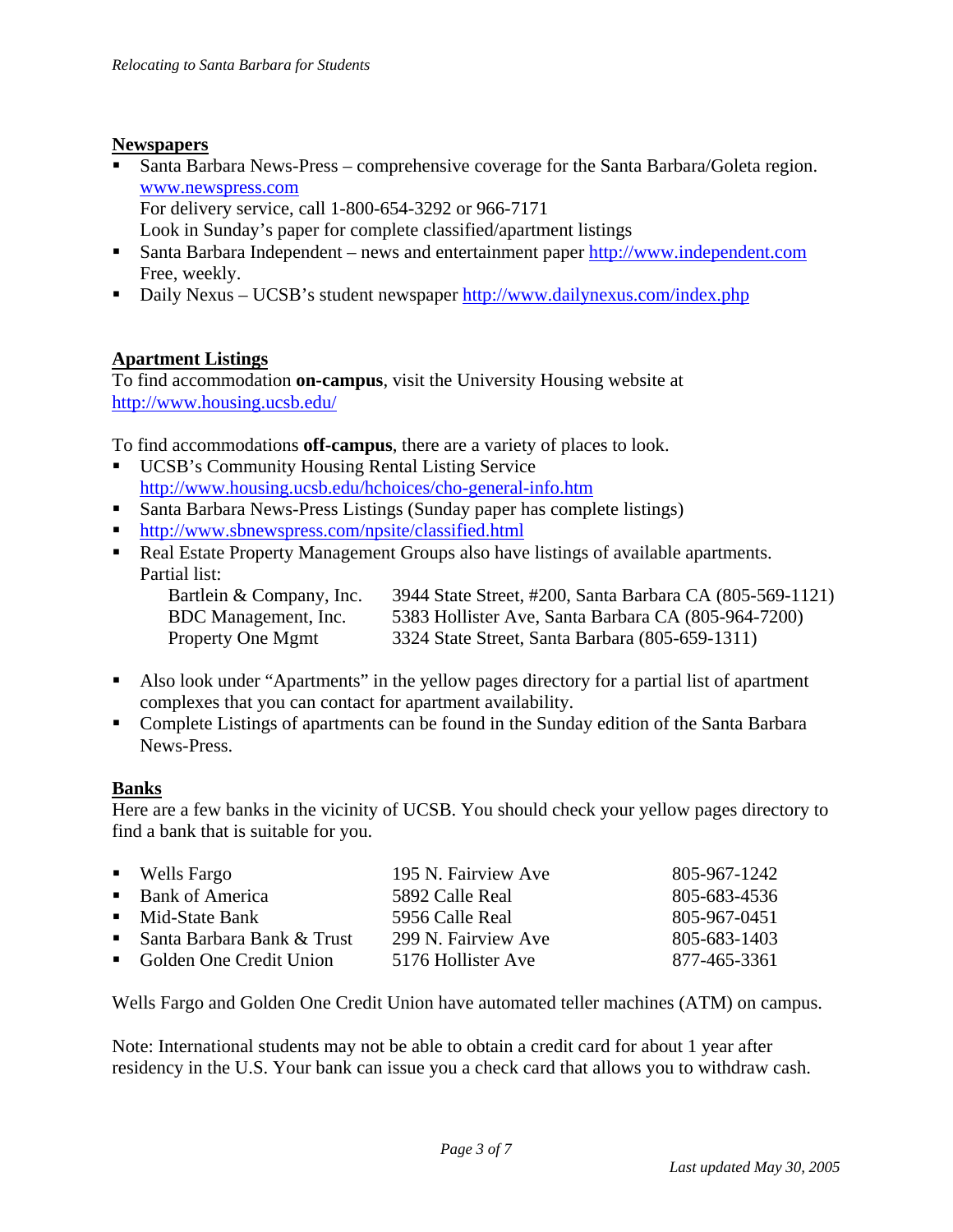## Newspapers

- Santa Barbara News-Press – comprehensive coverage for the Santa Barbara/Goleta region. www.newspress.com
  For delivery service, call 1-800-654-3292 or 966-7171
  Look in Sunday's paper for complete classified/apartment listings
- Santa Barbara Independent – news and entertainment paper http://www.independent.com
  Free, weekly.
- Daily Nexus – UCSB's student newspaper http://www.dailynexus.com/index.php

## Apartment Listings

To find accommodation **on-campus**, visit the University Housing website at http://www.housing.ucsb.edu/

To find accommodations **off-campus**, there are a variety of places to look.

- UCSB's Community Housing Rental Listing Service
  http://www.housing.ucsb.edu/hchoices/cho-general-info.htm
- Santa Barbara News-Press Listings (Sunday paper has complete listings)
- http://www.sbnewspress.com/npsite/classified.html
- Real Estate Property Management Groups also have listings of available apartments.
  Partial list:

| | |
|---|---|
| Bartlein & Company, Inc. | 3944 State Street, #200, Santa Barbara CA (805-569-1121) |
| BDC Management, Inc. | 5383 Hollister Ave, Santa Barbara CA (805-964-7200) |
| Property One Mgmt | 3324 State Street, Santa Barbara (805-659-1311) |

- Also look under "Apartments" in the yellow pages directory for a partial list of apartment complexes that you can contact for apartment availability.
- Complete Listings of apartments can be found in the Sunday edition of the Santa Barbara News-Press.

## Banks

Here are a few banks in the vicinity of UCSB. You should check your yellow pages directory to find a bank that is suitable for you.

| | | |
|---|---|---|
| Wells Fargo | 195 N. Fairview Ave | 805-967-1242 |
| Bank of America | 5892 Calle Real | 805-683-4536 |
| Mid-State Bank | 5956 Calle Real | 805-967-0451 |
| Santa Barbara Bank & Trust | 299 N. Fairview Ave | 805-683-1403 |
| Golden One Credit Union | 5176 Hollister Ave | 877-465-3361 |

Wells Fargo and Golden One Credit Union have automated teller machines (ATM) on campus.

Note: International students may not be able to obtain a credit card for about 1 year after residency in the U.S. Your bank can issue you a check card that allows you to withdraw cash.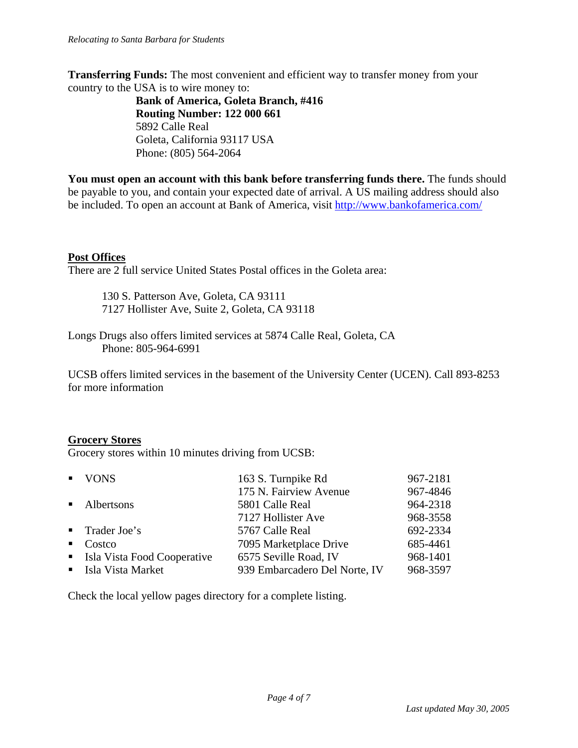**Transferring Funds:** The most convenient and efficient way to transfer money from your country to the USA is to wire money to:

> **Bank of America, Goleta Branch, #416**
> **Routing Number: 122 000 661**
> 5892 Calle Real
> Goleta, California 93117 USA
> Phone: (805) 564-2064

**You must open an account with this bank before transferring funds there.** The funds should be payable to you, and contain your expected date of arrival. A US mailing address should also be included. To open an account at Bank of America, visit [http://www.bankofamerica.com/](http://www.bankofamerica.com/)

## Post Offices

There are 2 full service United States Postal offices in the Goleta area:

> 130 S. Patterson Ave, Goleta, CA 93111
> 7127 Hollister Ave, Suite 2, Goleta, CA 93118

Longs Drugs also offers limited services at 5874 Calle Real, Goleta, CA
Phone: 805-964-6991

UCSB offers limited services in the basement of the University Center (UCEN). Call 893-8253 for more information

## Grocery Stores

Grocery stores within 10 minutes driving from UCSB:

| Store | Address | Phone |
|---|---|---|
| VONS | 163 S. Turnpike Rd | 967-2181 |
| | 175 N. Fairview Avenue | 967-4846 |
| Albertsons | 5801 Calle Real | 964-2318 |
| | 7127 Hollister Ave | 968-3558 |
| Trader Joe's | 5767 Calle Real | 692-2334 |
| Costco | 7095 Marketplace Drive | 685-4461 |
| Isla Vista Food Cooperative | 6575 Seville Road, IV | 968-1401 |
| Isla Vista Market | 939 Embarcadero Del Norte, IV | 968-3597 |

Check the local yellow pages directory for a complete listing.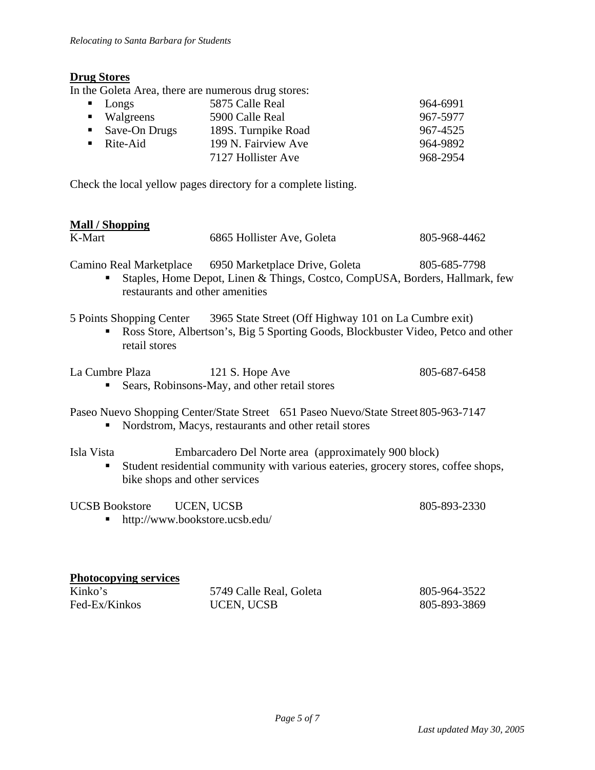## Drug Stores

In the Goleta Area, there are numerous drug stores:

| | | |
|---|---|---|
| Longs | 5875 Calle Real | 964-6991 |
| Walgreens | 5900 Calle Real | 967-5977 |
| Save-On Drugs | 189S. Turnpike Road | 967-4525 |
| Rite-Aid | 199 N. Fairview Ave | 964-9892 |
| | 7127 Hollister Ave | 968-2954 |

Check the local yellow pages directory for a complete listing.

## Mall / Shopping

K-Mart — 6865 Hollister Ave, Goleta — 805-968-4462

Camino Real Marketplace — 6950 Marketplace Drive, Goleta — 805-685-7798

- Staples, Home Depot, Linen & Things, Costco, CompUSA, Borders, Hallmark, few restaurants and other amenities

5 Points Shopping Center — 3965 State Street (Off Highway 101 on La Cumbre exit)

- Ross Store, Albertson's, Big 5 Sporting Goods, Blockbuster Video, Petco and other retail stores

La Cumbre Plaza — 121 S. Hope Ave — 805-687-6458

- Sears, Robinsons-May, and other retail stores

Paseo Nuevo Shopping Center/State Street — 651 Paseo Nuevo/State Street — 805-963-7147

- Nordstrom, Macys, restaurants and other retail stores

Isla Vista — Embarcadero Del Norte area (approximately 900 block)

- Student residential community with various eateries, grocery stores, coffee shops, bike shops and other services

UCSB Bookstore — UCEN, UCSB — 805-893-2330

- http://www.bookstore.ucsb.edu/

## Photocopying services

| | | |
|---|---|---|
| Kinko's | 5749 Calle Real, Goleta | 805-964-3522 |
| Fed-Ex/Kinkos | UCEN, UCSB | 805-893-3869 |

*Last updated May 30, 2005*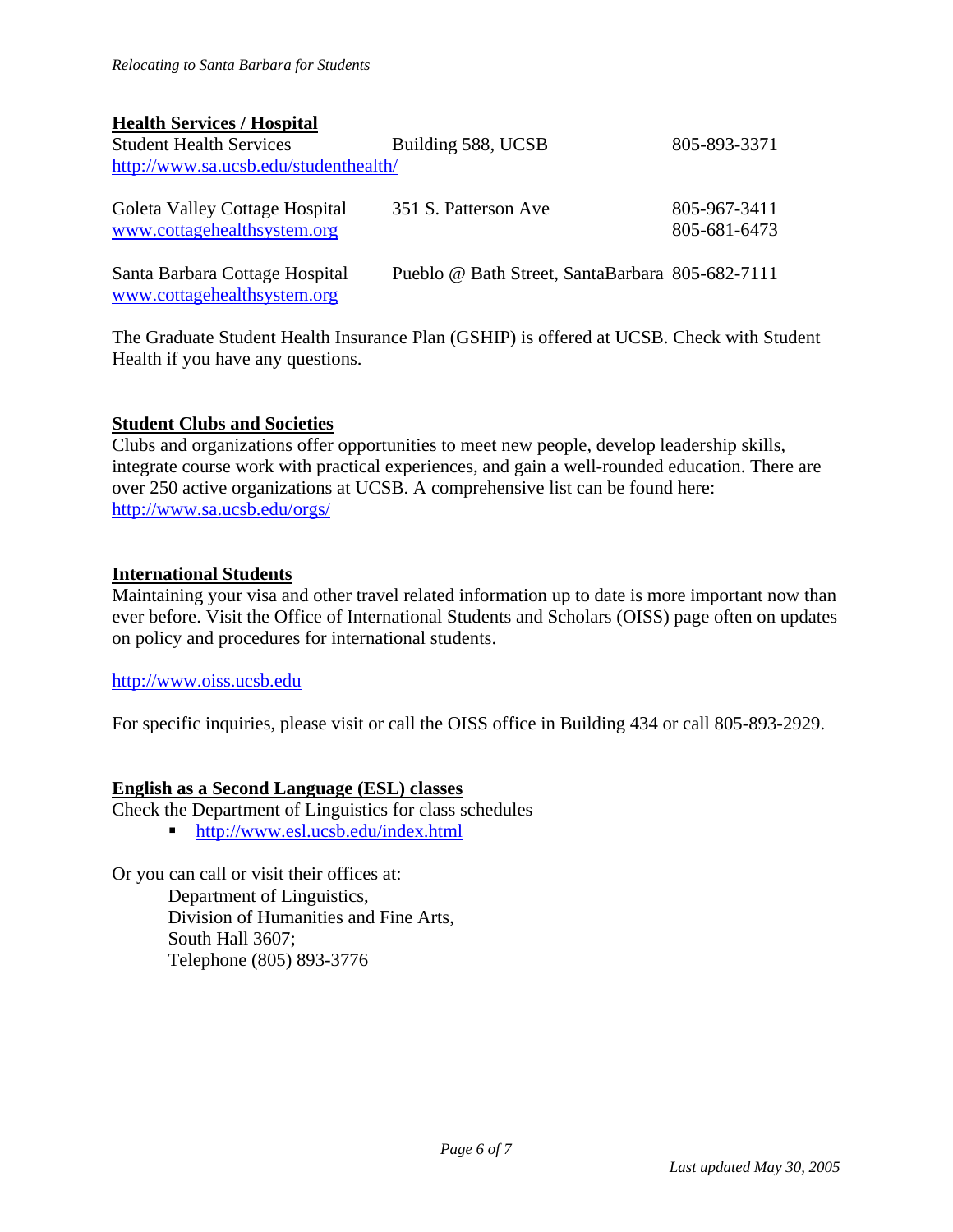## Health Services / Hospital

| | | |
|---|---|---|
| Student Health Services<br>http://www.sa.ucsb.edu/studenthealth/ | Building 588, UCSB | 805-893-3371 |
| Goleta Valley Cottage Hospital<br>www.cottagehealthsystem.org | 351 S. Patterson Ave | 805-967-3411<br>805-681-6473 |
| Santa Barbara Cottage Hospital<br>www.cottagehealthsystem.org | Pueblo @ Bath Street, SantaBarbara | 805-682-7111 |

The Graduate Student Health Insurance Plan (GSHIP) is offered at UCSB. Check with Student Health if you have any questions.

## Student Clubs and Societies

Clubs and organizations offer opportunities to meet new people, develop leadership skills, integrate course work with practical experiences, and gain a well-rounded education. There are over 250 active organizations at UCSB. A comprehensive list can be found here: http://www.sa.ucsb.edu/orgs/

## International Students

Maintaining your visa and other travel related information up to date is more important now than ever before. Visit the Office of International Students and Scholars (OISS) page often on updates on policy and procedures for international students.

http://www.oiss.ucsb.edu

For specific inquiries, please visit or call the OISS office in Building 434 or call 805-893-2929.

## English as a Second Language (ESL) classes

Check the Department of Linguistics for class schedules

- http://www.esl.ucsb.edu/index.html

Or you can call or visit their offices at:

Department of Linguistics,  
Division of Humanities and Fine Arts,  
South Hall 3607;  
Telephone (805) 893-3776

*Last updated May 30, 2005*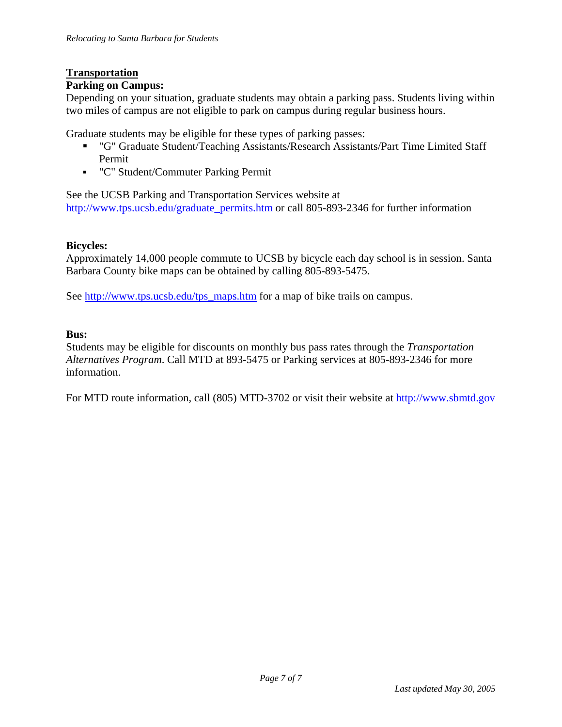## Transportation

### Parking on Campus:

Depending on your situation, graduate students may obtain a parking pass. Students living within two miles of campus are not eligible to park on campus during regular business hours.

Graduate students may be eligible for these types of parking passes:

- "G" Graduate Student/Teaching Assistants/Research Assistants/Part Time Limited Staff Permit
- "C" Student/Commuter Parking Permit

See the UCSB Parking and Transportation Services website at http://www.tps.ucsb.edu/graduate_permits.htm or call 805-893-2346 for further information

### Bicycles:

Approximately 14,000 people commute to UCSB by bicycle each day school is in session. Santa Barbara County bike maps can be obtained by calling 805-893-5475.

See http://www.tps.ucsb.edu/tps_maps.htm for a map of bike trails on campus.

### Bus:

Students may be eligible for discounts on monthly bus pass rates through the *Transportation Alternatives Program*. Call MTD at 893-5475 or Parking services at 805-893-2346 for more information.

For MTD route information, call (805) MTD-3702 or visit their website at http://www.sbmtd.gov

*Last updated May 30, 2005*